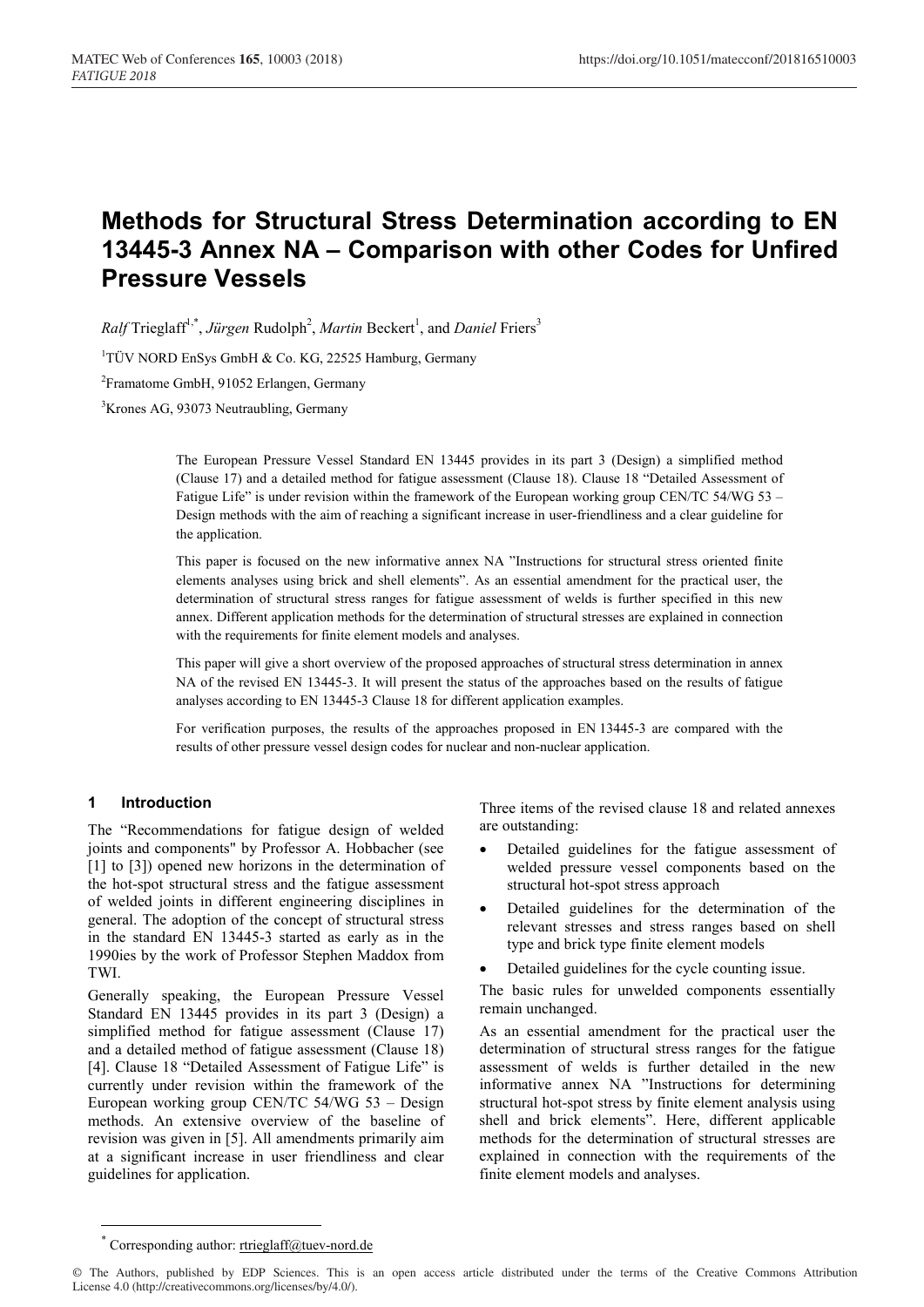# Methods for Structural Stress Determination according to EN 13445-3 Annex NA – Comparison with other Codes for Unfired Pressure Vessels

*Ralf* Trieglaff[1,*], *Jürgen* Rudolph[2], *Martin* Beckert[1], and *Daniel* Friers[3]

[1]TÜV NORD EnSys GmbH & Co. KG, 22525 Hamburg, Germany

[2]Framatome GmbH, 91052 Erlangen, Germany

[3]Krones AG, 93073 Neutraubling, Germany

The European Pressure Vessel Standard EN 13445 provides in its part 3 (Design) a simplified method (Clause 17) and a detailed method for fatigue assessment (Clause 18). Clause 18 "Detailed Assessment of Fatigue Life" is under revision within the framework of the European working group CEN/TC 54/WG 53 – Design methods with the aim of reaching a significant increase in user-friendliness and a clear guideline for the application.

This paper is focused on the new informative annex NA "Instructions for structural stress oriented finite elements analyses using brick and shell elements". As an essential amendment for the practical user, the determination of structural stress ranges for fatigue assessment of welds is further specified in this new annex. Different application methods for the determination of structural stresses are explained in connection with the requirements for finite element models and analyses.

This paper will give a short overview of the proposed approaches of structural stress determination in annex NA of the revised EN 13445-3. It will present the status of the approaches based on the results of fatigue analyses according to EN 13445-3 Clause 18 for different application examples.

For verification purposes, the results of the approaches proposed in EN 13445-3 are compared with the results of other pressure vessel design codes for nuclear and non-nuclear application.

## 1 Introduction

The "Recommendations for fatigue design of welded joints and components" by Professor A. Hobbacher (see [1] to [3]) opened new horizons in the determination of the hot-spot structural stress and the fatigue assessment of welded joints in different engineering disciplines in general. The adoption of the concept of structural stress in the standard EN 13445-3 started as early as in the 1990ies by the work of Professor Stephen Maddox from TWI.

Generally speaking, the European Pressure Vessel Standard EN 13445 provides in its part 3 (Design) a simplified method for fatigue assessment (Clause 17) and a detailed method of fatigue assessment (Clause 18) [4]. Clause 18 "Detailed Assessment of Fatigue Life" is currently under revision within the framework of the European working group CEN/TC 54/WG 53 – Design methods. An extensive overview of the baseline of revision was given in [5]. All amendments primarily aim at a significant increase in user friendliness and clear guidelines for application.

Three items of the revised clause 18 and related annexes are outstanding:

- Detailed guidelines for the fatigue assessment of welded pressure vessel components based on the structural hot-spot stress approach
- Detailed guidelines for the determination of the relevant stresses and stress ranges based on shell type and brick type finite element models
- Detailed guidelines for the cycle counting issue.

The basic rules for unwelded components essentially remain unchanged.

As an essential amendment for the practical user the determination of structural stress ranges for the fatigue assessment of welds is further detailed in the new informative annex NA "Instructions for determining structural hot-spot stress by finite element analysis using shell and brick elements". Here, different applicable methods for the determination of structural stresses are explained in connection with the requirements of the finite element models and analyses.

---

[*] Corresponding author: rtrieglaff@tuev-nord.de

© The Authors, published by EDP Sciences. This is an open access article distributed under the terms of the Creative Commons Attribution License 4.0 (http://creativecommons.org/licenses/by/4.0/).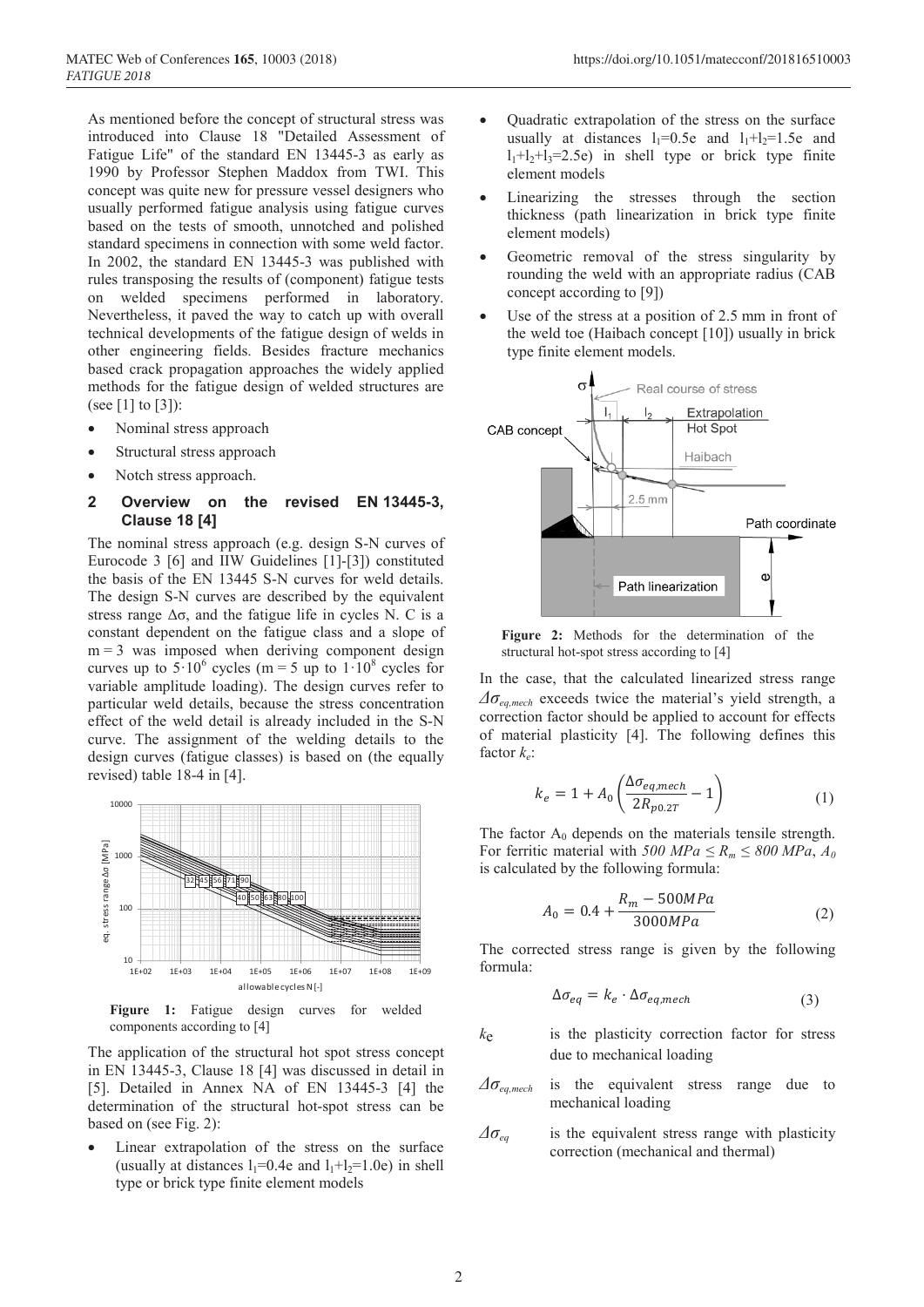As mentioned before the concept of structural stress was introduced into Clause 18 "Detailed Assessment of Fatigue Life" of the standard EN 13445-3 as early as 1990 by Professor Stephen Maddox from TWI. This concept was quite new for pressure vessel designers who usually performed fatigue analysis using fatigue curves based on the tests of smooth, unnotched and polished standard specimens in connection with some weld factor. In 2002, the standard EN 13445-3 was published with rules transposing the results of (component) fatigue tests on welded specimens performed in laboratory. Nevertheless, it paved the way to catch up with overall technical developments of the fatigue design of welds in other engineering fields. Besides fracture mechanics based crack propagation approaches the widely applied methods for the fatigue design of welded structures are (see [1] to [3]):

- Nominal stress approach
- Structural stress approach
- Notch stress approach.

## 2 Overview on the revised EN 13445-3, Clause 18 [4]

The nominal stress approach (e.g. design S-N curves of Eurocode 3 [6] and IIW Guidelines [1]-[3]) constituted the basis of the EN 13445 S-N curves for weld details. The design S-N curves are described by the equivalent stress range $\Delta\sigma$, and the fatigue life in cycles N. C is a constant dependent on the fatigue class and a slope of $m = 3$ was imposed when deriving component design curves up to $5 \cdot 10^6$ cycles ($m = 5$ up to $1 \cdot 10^8$ cycles for variable amplitude loading). The design curves refer to particular weld details, because the stress concentration effect of the weld detail is already included in the S-N curve. The assignment of the welding details to the design curves (fatigue classes) is based on (the equally revised) table 18-4 in [4].

**Figure 1:** Fatigue design curves for welded components according to [4]

The application of the structural hot spot stress concept in EN 13445-3, Clause 18 [4] was discussed in detail in [5]. Detailed in Annex NA of EN 13445-3 [4] the determination of the structural hot-spot stress can be based on (see Fig. 2):

- Linear extrapolation of the stress on the surface (usually at distances $l_1$=0.4e and $l_1$+$l_2$=1.0e) in shell type or brick type finite element models
- Quadratic extrapolation of the stress on the surface usually at distances $l_1$=0.5e and $l_1$+$l_2$=1.5e and $l_1$+$l_2$+$l_3$=2.5e) in shell type or brick type finite element models
- Linearizing the stresses through the section thickness (path linearization in brick type finite element models)
- Geometric removal of the stress singularity by rounding the weld with an appropriate radius (CAB concept according to [9])
- Use of the stress at a position of 2.5 mm in front of the weld toe (Haibach concept [10]) usually in brick type finite element models.

**Figure 2:** Methods for the determination of the structural hot-spot stress according to [4]

In the case, that the calculated linearized stress range $\Delta\sigma_{eq,mech}$ exceeds twice the material's yield strength, a correction factor should be applied to account for effects of material plasticity [4]. The following defines this factor $k_e$:

$$k_e = 1 + A_0 \left( \frac{\Delta\sigma_{eq,mech}}{2R_{p0.2T}} - 1 \right) \tag{1}$$

The factor $A_0$ depends on the materials tensile strength. For ferritic material with $500\ MPa \leq R_m \leq 800\ MPa$, $A_0$ is calculated by the following formula:

$$A_0 = 0.4 + \frac{R_m - 500MPa}{3000MPa} \tag{2}$$

The corrected stress range is given by the following formula:

$$\Delta\sigma_{eq} = k_e \cdot \Delta\sigma_{eq,mech} \tag{3}$$

$k_e$ is the plasticity correction factor for stress due to mechanical loading

$\Delta\sigma_{eq,mech}$ is the equivalent stress range due to mechanical loading

$\Delta\sigma_{eq}$ is the equivalent stress range with plasticity correction (mechanical and thermal)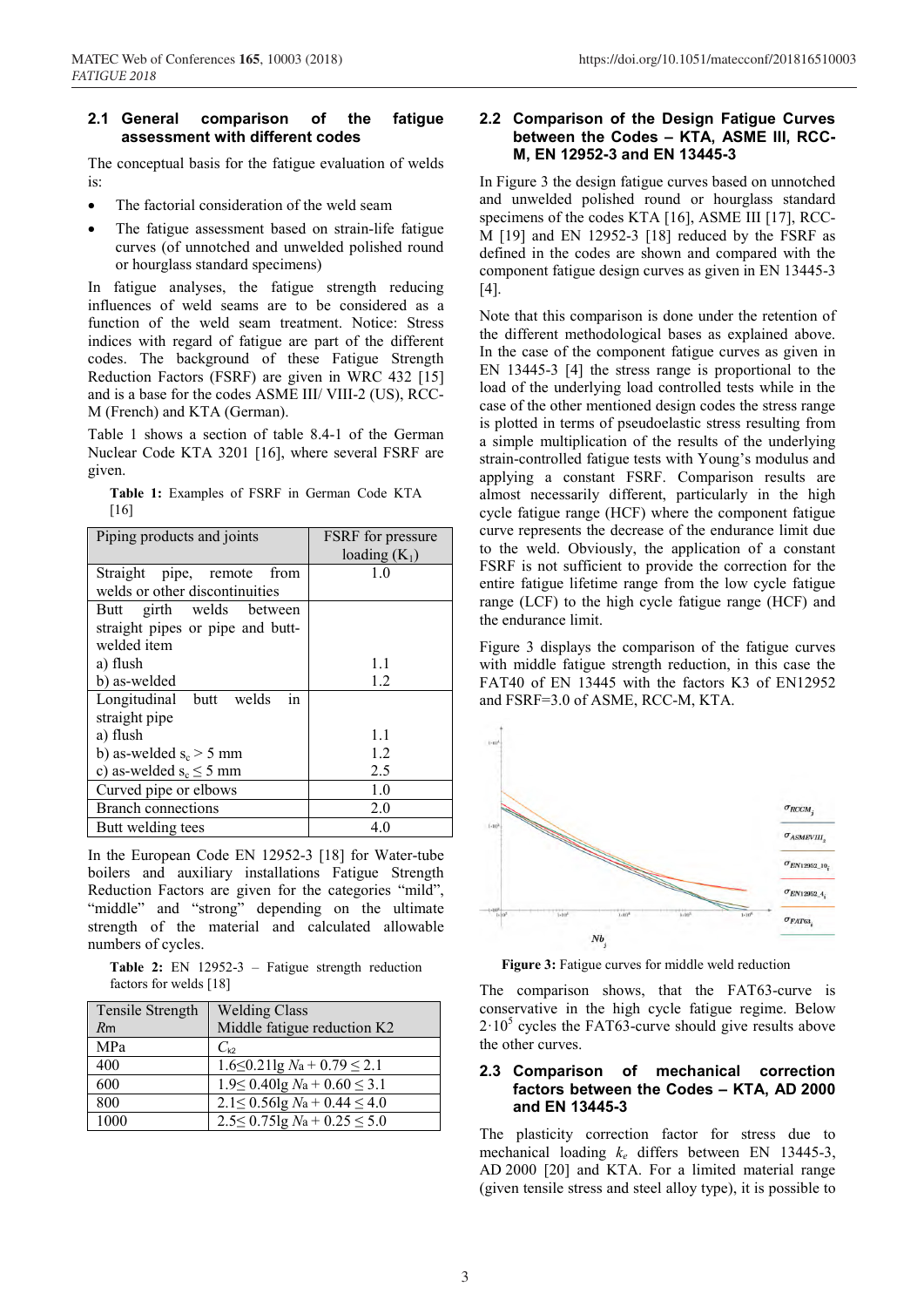## 2.1 General comparison of the fatigue assessment with different codes

The conceptual basis for the fatigue evaluation of welds is:

- The factorial consideration of the weld seam
- The fatigue assessment based on strain-life fatigue curves (of unnotched and unwelded polished round or hourglass standard specimens)

In fatigue analyses, the fatigue strength reducing influences of weld seams are to be considered as a function of the weld seam treatment. Notice: Stress indices with regard of fatigue are part of the different codes. The background of these Fatigue Strength Reduction Factors (FSRF) are given in WRC 432 [15] and is a base for the codes ASME III/ VIII-2 (US), RCC-M (French) and KTA (German).

Table 1 shows a section of table 8.4-1 of the German Nuclear Code KTA 3201 [16], where several FSRF are given.

**Table 1:** Examples of FSRF in German Code KTA [16]

| Piping products and joints | FSRF for pressure loading ($K_1$) |
|---|---|
| Straight pipe, remote from welds or other discontinuities | 1.0 |
| Butt girth welds between straight pipes or pipe and butt-welded item<br>a) flush<br>b) as-welded | <br><br>1.1<br>1.2 |
| Longitudinal butt welds in straight pipe<br>a) flush<br>b) as-welded $s_c > 5$ mm<br>c) as-welded $s_c \leq 5$ mm | <br>1.1<br>1.2<br>2.5 |
| Curved pipe or elbows | 1.0 |
| Branch connections | 2.0 |
| Butt welding tees | 4.0 |

In the European Code EN 12952-3 [18] for Water-tube boilers and auxiliary installations Fatigue Strength Reduction Factors are given for the categories "mild", "middle" and "strong" depending on the ultimate strength of the material and calculated allowable numbers of cycles.

**Table 2:** EN 12952-3 – Fatigue strength reduction factors for welds [18]

| Tensile Strength $R_m$ | Welding Class Middle fatigue reduction K2 |
|---|---|
| MPa | $C_{k2}$ |
| 400 | $1.6 \leq 0.21 \lg N_a + 0.79 \leq 2.1$ |
| 600 | $1.9 \leq 0.40 \lg N_a + 0.60 \leq 3.1$ |
| 800 | $2.1 \leq 0.56 \lg N_a + 0.44 \leq 4.0$ |
| 1000 | $2.5 \leq 0.75 \lg N_a + 0.25 \leq 5.0$ |

## 2.2 Comparison of the Design Fatigue Curves between the Codes – KTA, ASME III, RCC-M, EN 12952-3 and EN 13445-3

In Figure 3 the design fatigue curves based on unnotched and unwelded polished round or hourglass standard specimens of the codes KTA [16], ASME III [17], RCC-M [19] and EN 12952-3 [18] reduced by the FSRF as defined in the codes are shown and compared with the component fatigue design curves as given in EN 13445-3 [4].

Note that this comparison is done under the retention of the different methodological bases as explained above. In the case of the component fatigue curves as given in EN 13445-3 [4] the stress range is proportional to the load of the underlying load controlled tests while in the case of the other mentioned design codes the stress range is plotted in terms of pseudoelastic stress resulting from a simple multiplication of the results of the underlying strain-controlled fatigue tests with Young's modulus and applying a constant FSRF. Comparison results are almost necessarily different, particularly in the high cycle fatigue range (HCF) where the component fatigue curve represents the decrease of the endurance limit due to the weld. Obviously, the application of a constant FSRF is not sufficient to provide the correction for the entire fatigue lifetime range from the low cycle fatigue range (LCF) to the high cycle fatigue range (HCF) and the endurance limit.

Figure 3 displays the comparison of the fatigue curves with middle fatigue strength reduction, in this case the FAT40 of EN 13445 with the factors K3 of EN12952 and FSRF=3.0 of ASME, RCC-M, KTA.

**Figure 3:** Fatigue curves for middle weld reduction

The comparison shows, that the FAT63-curve is conservative in the high cycle fatigue regime. Below $2 \cdot 10^5$ cycles the FAT63-curve should give results above the other curves.

## 2.3 Comparison of mechanical correction factors between the Codes – KTA, AD 2000 and EN 13445-3

The plasticity correction factor for stress due to mechanical loading $k_e$ differs between EN 13445-3, AD 2000 [20] and KTA. For a limited material range (given tensile stress and steel alloy type), it is possible to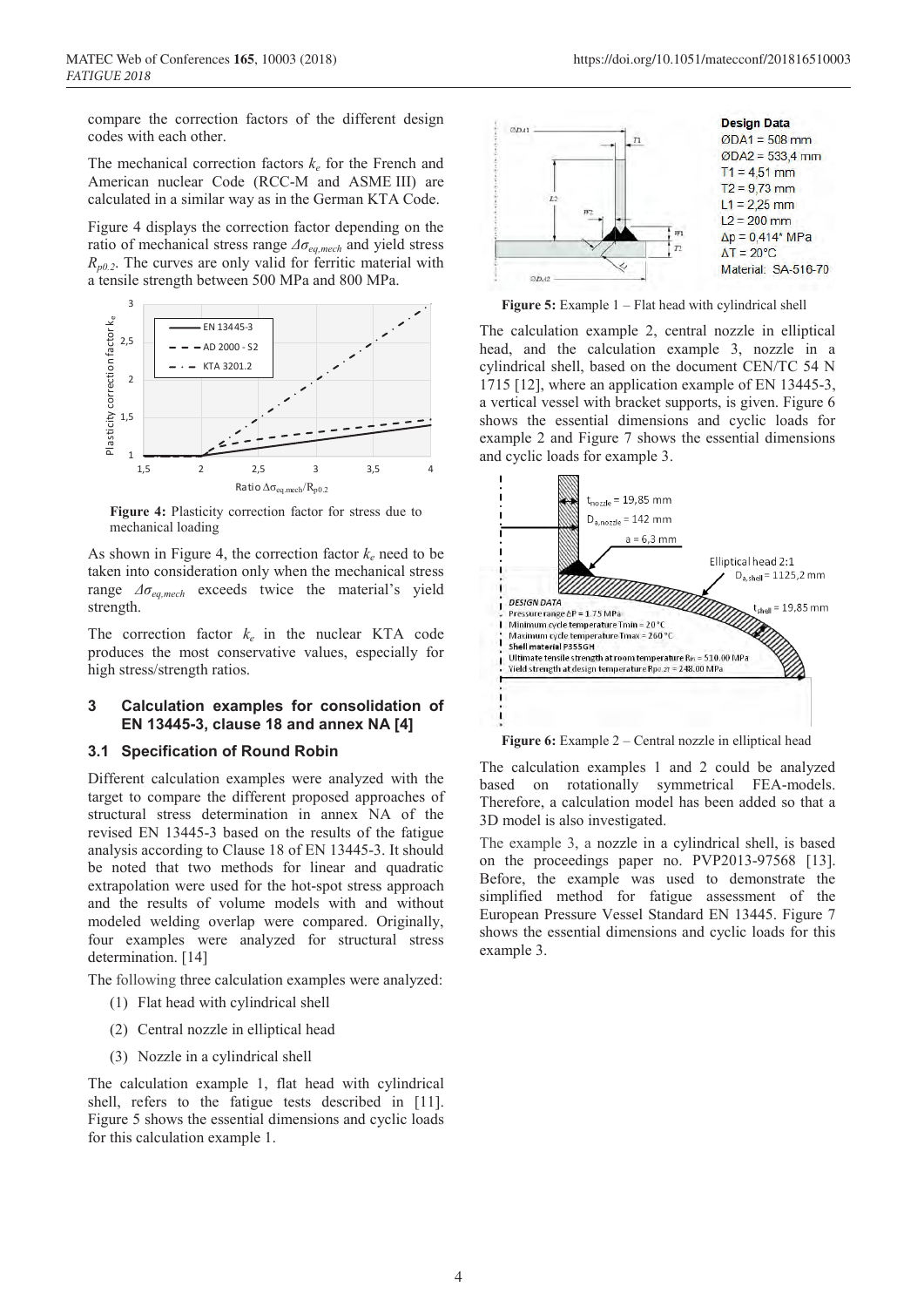compare the correction factors of the different design codes with each other.

The mechanical correction factors $k_e$ for the French and American nuclear Code (RCC-M and ASME III) are calculated in a similar way as in the German KTA Code.

Figure 4 displays the correction factor depending on the ratio of mechanical stress range $\Delta\sigma_{eq,mech}$ and yield stress $R_{p0.2}$. The curves are only valid for ferritic material with a tensile strength between 500 MPa and 800 MPa.

**Figure 4:** Plasticity correction factor for stress due to mechanical loading

As shown in Figure 4, the correction factor $k_e$ need to be taken into consideration only when the mechanical stress range $\Delta\sigma_{eq,mech}$ exceeds twice the material's yield strength.

The correction factor $k_e$ in the nuclear KTA code produces the most conservative values, especially for high stress/strength ratios.

## 3 Calculation examples for consolidation of EN 13445-3, clause 18 and annex NA [4]

### 3.1 Specification of Round Robin

Different calculation examples were analyzed with the target to compare the different proposed approaches of structural stress determination in annex NA of the revised EN 13445-3 based on the results of the fatigue analysis according to Clause 18 of EN 13445-3. It should be noted that two methods for linear and quadratic extrapolation were used for the hot-spot stress approach and the results of volume models with and without modeled welding overlap were compared. Originally, four examples were analyzed for structural stress determination. [14]

The following three calculation examples were analyzed:

(1) Flat head with cylindrical shell

(2) Central nozzle in elliptical head

(3) Nozzle in a cylindrical shell

The calculation example 1, flat head with cylindrical shell, refers to the fatigue tests described in [11]. Figure 5 shows the essential dimensions and cyclic loads for this calculation example 1.

**Figure 5:** Example 1 – Flat head with cylindrical shell

The calculation example 2, central nozzle in elliptical head, and the calculation example 3, nozzle in a cylindrical shell, based on the document CEN/TC 54 N 1715 [12], where an application example of EN 13445-3, a vertical vessel with bracket supports, is given. Figure 6 shows the essential dimensions and cyclic loads for example 2 and Figure 7 shows the essential dimensions and cyclic loads for example 3.

**Figure 6:** Example 2 – Central nozzle in elliptical head

The calculation examples 1 and 2 could be analyzed based on rotationally symmetrical FEA-models. Therefore, a calculation model has been added so that a 3D model is also investigated.

The example 3, a nozzle in a cylindrical shell, is based on the proceedings paper no. PVP2013-97568 [13]. Before, the example was used to demonstrate the simplified method for fatigue assessment of the European Pressure Vessel Standard EN 13445. Figure 7 shows the essential dimensions and cyclic loads for this example 3.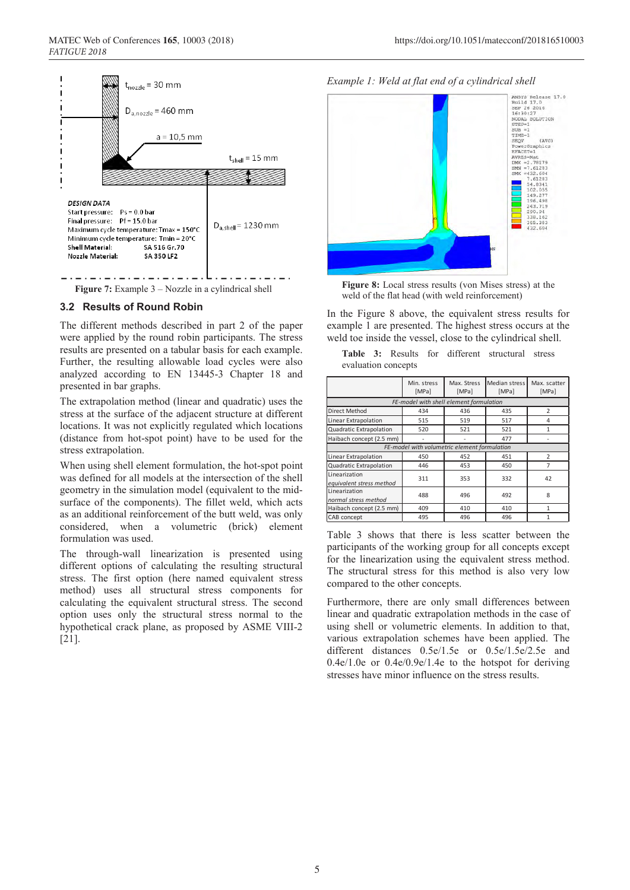**Figure 7:** Example 3 – Nozzle in a cylindrical shell

## 3.2 Results of Round Robin

The different methods described in part 2 of the paper were applied by the round robin participants. The stress results are presented on a tabular basis for each example. Further, the resulting allowable load cycles were also analyzed according to EN 13445-3 Chapter 18 and presented in bar graphs.

The extrapolation method (linear and quadratic) uses the stress at the surface of the adjacent structure at different locations. It was not explicitly regulated which locations (distance from hot-spot point) have to be used for the stress extrapolation.

When using shell element formulation, the hot-spot point was defined for all models at the intersection of the shell geometry in the simulation model (equivalent to the mid-surface of the components). The fillet weld, which acts as an additional reinforcement of the butt weld, was only considered, when a volumetric (brick) element formulation was used.

The through-wall linearization is presented using different options of calculating the resulting structural stress. The first option (here named equivalent stress method) uses all structural stress components for calculating the equivalent structural stress. The second option uses only the structural stress normal to the hypothetical crack plane, as proposed by ASME VIII-2 [21].

*Example 1: Weld at flat end of a cylindrical shell*

**Figure 8:** Local stress results (von Mises stress) at the weld of the flat head (with weld reinforcement)

In the Figure 8 above, the equivalent stress results for example 1 are presented. The highest stress occurs at the weld toe inside the vessel, close to the cylindrical shell.

**Table 3:** Results for different structural stress evaluation concepts

| | Min. stress [MPa] | Max. Stress [MPa] | Median stress [MPa] | Max. scatter [MPa] |
|---|---|---|---|---|
| *FE-model with shell element formulation* | | | | |
| Direct Method | 434 | 436 | 435 | 2 |
| Linear Extrapolation | 515 | 519 | 517 | 4 |
| Quadratic Extrapolation | 520 | 521 | 521 | 1 |
| Haibach concept (2.5 mm) | - | - | 477 | - |
| *FE-model with volumetric element formulation* | | | | |
| Linear Extrapolation | 450 | 452 | 451 | 2 |
| Quadratic Extrapolation | 446 | 453 | 450 | 7 |
| Linearization *equivalent stress method* | 311 | 353 | 332 | 42 |
| Linearization *normal stress method* | 488 | 496 | 492 | 8 |
| Haibach concept (2.5 mm) | 409 | 410 | 410 | 1 |
| CAB concept | 495 | 496 | 496 | 1 |

Table 3 shows that there is less scatter between the participants of the working group for all concepts except for the linearization using the equivalent stress method. The structural stress for this method is also very low compared to the other concepts.

Furthermore, there are only small differences between linear and quadratic extrapolation methods in the case of using shell or volumetric elements. In addition to that, various extrapolation schemes have been applied. The different distances 0.5e/1.5e or 0.5e/1.5e/2.5e and 0.4e/1.0e or 0.4e/0.9e/1.4e to the hotspot for deriving stresses have minor influence on the stress results.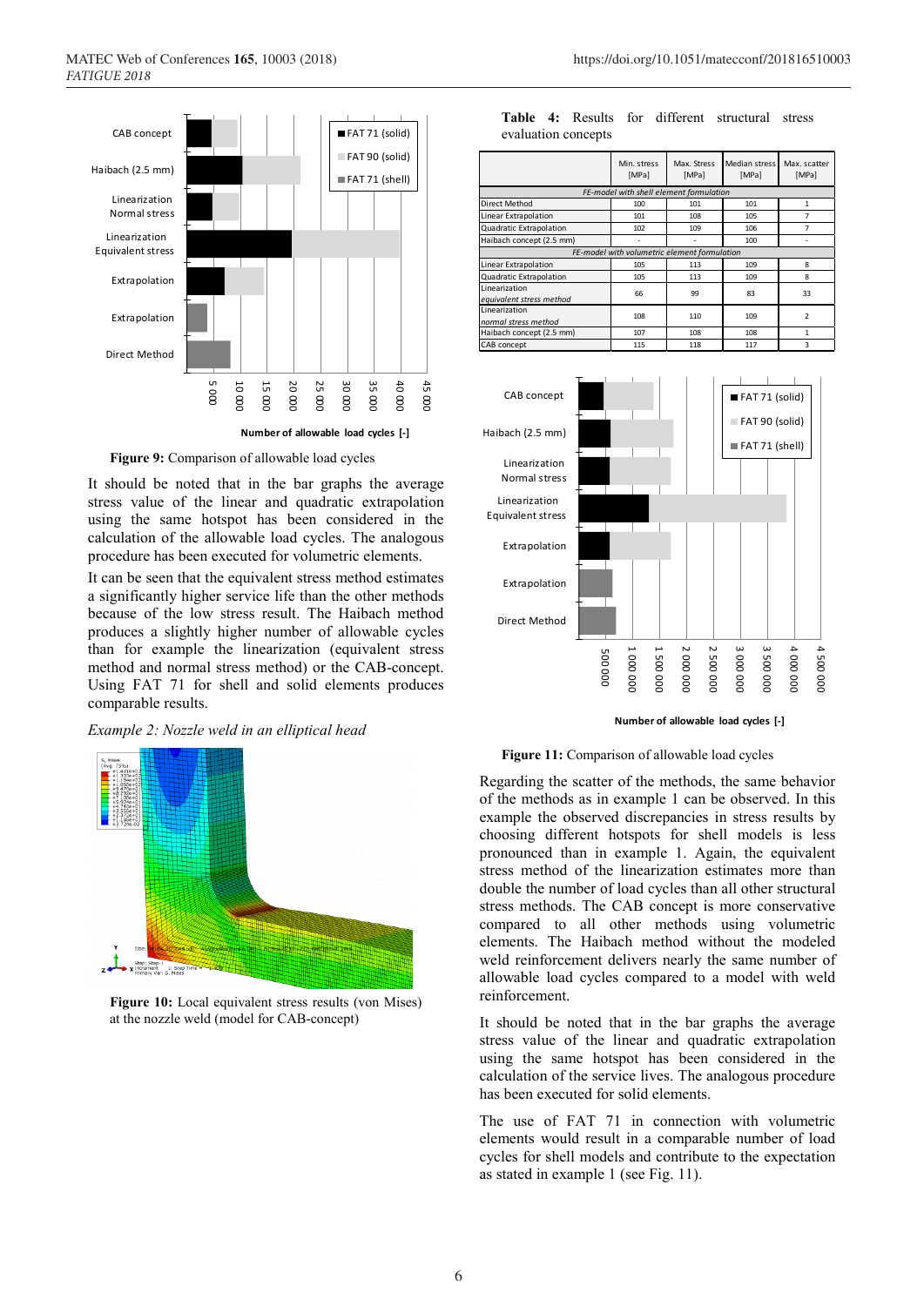Figure 9: Comparison of allowable load cycles

It should be noted that in the bar graphs the average stress value of the linear and quadratic extrapolation using the same hotspot has been considered in the calculation of the allowable load cycles. The analogous procedure has been executed for volumetric elements.

It can be seen that the equivalent stress method estimates a significantly higher service life than the other methods because of the low stress result. The Haibach method produces a slightly higher number of allowable cycles than for example the linearization (equivalent stress method and normal stress method) or the CAB-concept. Using FAT 71 for shell and solid elements produces comparable results.

*Example 2: Nozzle weld in an elliptical head*

**Figure 10:** Local equivalent stress results (von Mises) at the nozzle weld (model for CAB-concept)

**Table 4:** Results for different structural stress evaluation concepts

| | Min. stress [MPa] | Max. Stress [MPa] | Median stress [MPa] | Max. scatter [MPa] |
|---|---|---|---|---|
| *FE-model with shell element formulation* | | | | |
| Direct Method | 100 | 101 | 101 | 1 |
| Linear Extrapolation | 101 | 108 | 105 | 7 |
| Quadratic Extrapolation | 102 | 109 | 106 | 7 |
| Haibach concept (2.5 mm) | - | - | 100 | - |
| *FE-model with volumetric element formulation* | | | | |
| Linear Extrapolation | 105 | 113 | 109 | 8 |
| Quadratic Extrapolation | 105 | 113 | 109 | 8 |
| Linearization *equivalent stress method* | 66 | 99 | 83 | 33 |
| Linearization *normal stress method* | 108 | 110 | 109 | 2 |
| Haibach concept (2.5 mm) | 107 | 108 | 108 | 1 |
| CAB concept | 115 | 118 | 117 | 3 |

**Figure 11:** Comparison of allowable load cycles

Regarding the scatter of the methods, the same behavior of the methods as in example 1 can be observed. In this example the observed discrepancies in stress results by choosing different hotspots for shell models is less pronounced than in example 1. Again, the equivalent stress method of the linearization estimates more than double the number of load cycles than all other structural stress methods. The CAB concept is more conservative compared to all other methods using volumetric elements. The Haibach method without the modeled weld reinforcement delivers nearly the same number of allowable load cycles compared to a model with weld reinforcement.

It should be noted that in the bar graphs the average stress value of the linear and quadratic extrapolation using the same hotspot has been considered in the calculation of the service lives. The analogous procedure has been executed for solid elements.

The use of FAT 71 in connection with volumetric elements would result in a comparable number of load cycles for shell models and contribute to the expectation as stated in example 1 (see Fig. 11).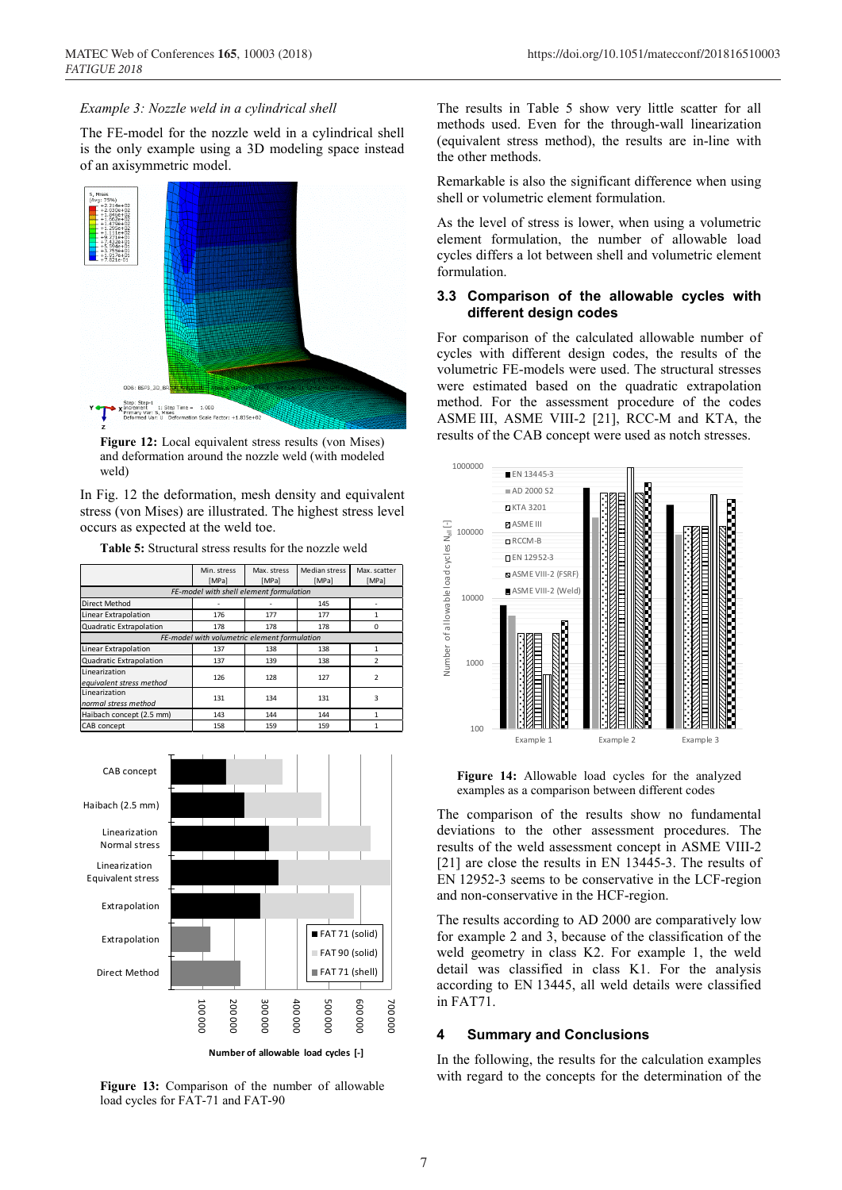*Example 3: Nozzle weld in a cylindrical shell*

The FE-model for the nozzle weld in a cylindrical shell is the only example using a 3D modeling space instead of an axisymmetric model.

**Figure 12:** Local equivalent stress results (von Mises) and deformation around the nozzle weld (with modeled weld)

In Fig. 12 the deformation, mesh density and equivalent stress (von Mises) are illustrated. The highest stress level occurs as expected at the weld toe.

**Table 5:** Structural stress results for the nozzle weld

| | Min. stress [MPa] | Max. stress [MPa] | Median stress [MPa] | Max. scatter [MPa] |
|---|---|---|---|---|
| *FE-model with shell element formulation* | | | | |
| Direct Method | - | - | 145 | - |
| Linear Extrapolation | 176 | 177 | 177 | 1 |
| Quadratic Extrapolation | 178 | 178 | 178 | 0 |
| *FE-model with volumetric element formulation* | | | | |
| Linear Extrapolation | 137 | 138 | 138 | 1 |
| Quadratic Extrapolation | 137 | 139 | 138 | 2 |
| Linearization *equivalent stress method* | 126 | 128 | 127 | 2 |
| Linearization *normal stress method* | 131 | 134 | 131 | 3 |
| Haibach concept (2.5 mm) | 143 | 144 | 144 | 1 |
| CAB concept | 158 | 159 | 159 | 1 |

**Figure 13:** Comparison of the number of allowable load cycles for FAT-71 and FAT-90

The results in Table 5 show very little scatter for all methods used. Even for the through-wall linearization (equivalent stress method), the results are in-line with the other methods.

Remarkable is also the significant difference when using shell or volumetric element formulation.

As the level of stress is lower, when using a volumetric element formulation, the number of allowable load cycles differs a lot between shell and volumetric element formulation.

### 3.3 Comparison of the allowable cycles with different design codes

For comparison of the calculated allowable number of cycles with different design codes, the results of the volumetric FE-models were used. The structural stresses were estimated based on the quadratic extrapolation method. For the assessment procedure of the codes ASME III, ASME VIII-2 [21], RCC-M and KTA, the results of the CAB concept were used as notch stresses.

**Figure 14:** Allowable load cycles for the analyzed examples as a comparison between different codes

The comparison of the results show no fundamental deviations to the other assessment procedures. The results of the weld assessment concept in ASME VIII-2 [21] are close the results in EN 13445-3. The results of EN 12952-3 seems to be conservative in the LCF-region and non-conservative in the HCF-region.

The results according to AD 2000 are comparatively low for example 2 and 3, because of the classification of the weld geometry in class K2. For example 1, the weld detail was classified in class K1. For the analysis according to EN 13445, all weld details were classified in FAT71.

## 4 Summary and Conclusions

In the following, the results for the calculation examples with regard to the concepts for the determination of the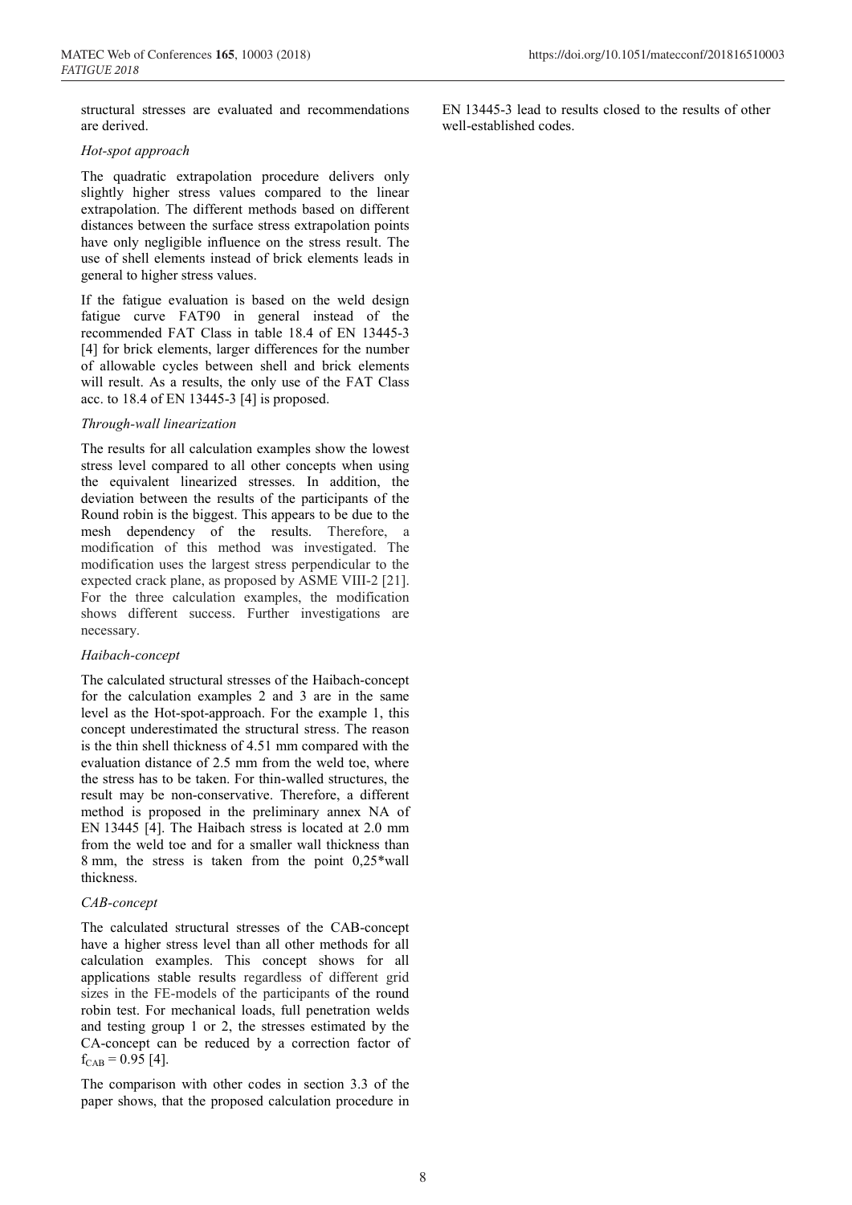structural stresses are evaluated and recommendations are derived.

*Hot-spot approach*

The quadratic extrapolation procedure delivers only slightly higher stress values compared to the linear extrapolation. The different methods based on different distances between the surface stress extrapolation points have only negligible influence on the stress result. The use of shell elements instead of brick elements leads in general to higher stress values.

If the fatigue evaluation is based on the weld design fatigue curve FAT90 in general instead of the recommended FAT Class in table 18.4 of EN 13445-3 [4] for brick elements, larger differences for the number of allowable cycles between shell and brick elements will result. As a results, the only use of the FAT Class acc. to 18.4 of EN 13445-3 [4] is proposed.

*Through-wall linearization*

The results for all calculation examples show the lowest stress level compared to all other concepts when using the equivalent linearized stresses. In addition, the deviation between the results of the participants of the Round robin is the biggest. This appears to be due to the mesh dependency of the results. Therefore, a modification of this method was investigated. The modification uses the largest stress perpendicular to the expected crack plane, as proposed by ASME VIII-2 [21]. For the three calculation examples, the modification shows different success. Further investigations are necessary.

*Haibach-concept*

The calculated structural stresses of the Haibach-concept for the calculation examples 2 and 3 are in the same level as the Hot-spot-approach. For the example 1, this concept underestimated the structural stress. The reason is the thin shell thickness of 4.51 mm compared with the evaluation distance of 2.5 mm from the weld toe, where the stress has to be taken. For thin-walled structures, the result may be non-conservative. Therefore, a different method is proposed in the preliminary annex NA of EN 13445 [4]. The Haibach stress is located at 2.0 mm from the weld toe and for a smaller wall thickness than 8 mm, the stress is taken from the point 0,25*wall thickness.

*CAB-concept*

The calculated structural stresses of the CAB-concept have a higher stress level than all other methods for all calculation examples. This concept shows for all applications stable results regardless of different grid sizes in the FE-models of the participants of the round robin test. For mechanical loads, full penetration welds and testing group 1 or 2, the stresses estimated by the CA-concept can be reduced by a correction factor of $f_{CAB} = 0.95$ [4].

The comparison with other codes in section 3.3 of the paper shows, that the proposed calculation procedure in EN 13445-3 lead to results closed to the results of other well-established codes.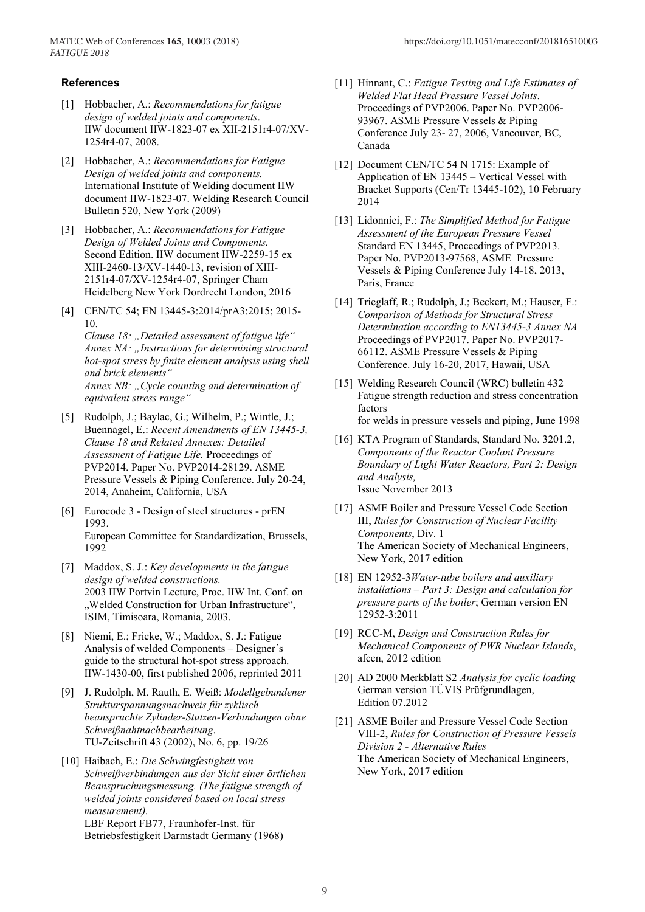### References

[1] Hobbacher, A.: *Recommendations for fatigue design of welded joints and components*. IIW document IIW-1823-07 ex XII-2151r4-07/XV-1254r4-07, 2008.

[2] Hobbacher, A.: *Recommendations for Fatigue Design of welded joints and components.* International Institute of Welding document IIW document IIW-1823-07. Welding Research Council Bulletin 520, New York (2009)

[3] Hobbacher, A.: *Recommendations for Fatigue Design of Welded Joints and Components.* Second Edition. IIW document IIW-2259-15 ex XIII-2460-13/XV-1440-13, revision of XIII-2151r4-07/XV-1254r4-07, Springer Cham Heidelberg New York Dordrecht London, 2016

[4] CEN/TC 54; EN 13445-3:2014/prA3:2015; 2015-10.
*Clause 18: „Detailed assessment of fatigue life“*
*Annex NA: „Instructions for determining structural hot-spot stress by finite element analysis using shell and brick elements“*
*Annex NB: „Cycle counting and determination of equivalent stress range“*

[5] Rudolph, J.; Baylac, G.; Wilhelm, P.; Wintle, J.; Buennagel, E.: *Recent Amendments of EN 13445-3, Clause 18 and Related Annexes: Detailed Assessment of Fatigue Life.* Proceedings of PVP2014. Paper No. PVP2014-28129. ASME Pressure Vessels & Piping Conference. July 20-24, 2014, Anaheim, California, USA

[6] Eurocode 3 - Design of steel structures - prEN 1993.
European Committee for Standardization, Brussels, 1992

[7] Maddox, S. J.: *Key developments in the fatigue design of welded constructions.*
2003 IIW Portvin Lecture, Proc. IIW Int. Conf. on „Welded Construction for Urban Infrastructure“, ISIM, Timisoara, Romania, 2003.

[8] Niemi, E.; Fricke, W.; Maddox, S. J.: Fatigue Analysis of welded Components – Designer´s guide to the structural hot-spot stress approach. IIW-1430-00, first published 2006, reprinted 2011

[9] J. Rudolph, M. Rauth, E. Weiß: *Modellgebundener Strukturspannungsnachweis für zyklisch beanspruchte Zylinder-Stutzen-Verbindungen ohne Schweißnahtnachbearbeitung*. TU-Zeitschrift 43 (2002), No. 6, pp. 19/26

[10] Haibach, E.: *Die Schwingfestigkeit von Schweißverbindungen aus der Sicht einer örtlichen Beanspruchungsmessung. (The fatigue strength of welded joints considered based on local stress measurement).*
LBF Report FB77, Fraunhofer-Inst. für Betriebsfestigkeit Darmstadt Germany (1968)

[11] Hinnant, C.: *Fatigue Testing and Life Estimates of Welded Flat Head Pressure Vessel Joints*. Proceedings of PVP2006. Paper No. PVP2006-93967. ASME Pressure Vessels & Piping Conference July 23- 27, 2006, Vancouver, BC, Canada

[12] Document CEN/TC 54 N 1715: Example of Application of EN 13445 – Vertical Vessel with Bracket Supports (Cen/Tr 13445-102), 10 February 2014

[13] Lidonnici, F.: *The Simplified Method for Fatigue Assessment of the European Pressure Vessel* Standard EN 13445, Proceedings of PVP2013. Paper No. PVP2013-97568, ASME Pressure Vessels & Piping Conference July 14-18, 2013, Paris, France

[14] Trieglaff, R.; Rudolph, J.; Beckert, M.; Hauser, F.: *Comparison of Methods for Structural Stress Determination according to EN13445-3 Annex NA* Proceedings of PVP2017. Paper No. PVP2017-66112. ASME Pressure Vessels & Piping Conference. July 16-20, 2017, Hawaii, USA

[15] Welding Research Council (WRC) bulletin 432 Fatigue strength reduction and stress concentration factors
for welds in pressure vessels and piping, June 1998

[16] KTA Program of Standards, Standard No. 3201.2, *Components of the Reactor Coolant Pressure Boundary of Light Water Reactors, Part 2: Design and Analysis,*
Issue November 2013

[17] ASME Boiler and Pressure Vessel Code Section III, *Rules for Construction of Nuclear Facility Components*, Div. 1
The American Society of Mechanical Engineers, New York, 2017 edition

[18] EN 12952-3*Water-tube boilers and auxiliary installations – Part 3: Design and calculation for pressure parts of the boiler*; German version EN 12952-3:2011

[19] RCC-M, *Design and Construction Rules for Mechanical Components of PWR Nuclear Islands*, afcen, 2012 edition

[20] AD 2000 Merkblatt S2 *Analysis for cyclic loading* German version TÜVIS Prüfgrundlagen, Edition 07.2012

[21] ASME Boiler and Pressure Vessel Code Section VIII-2, *Rules for Construction of Pressure Vessels Division 2 - Alternative Rules*
The American Society of Mechanical Engineers, New York, 2017 edition